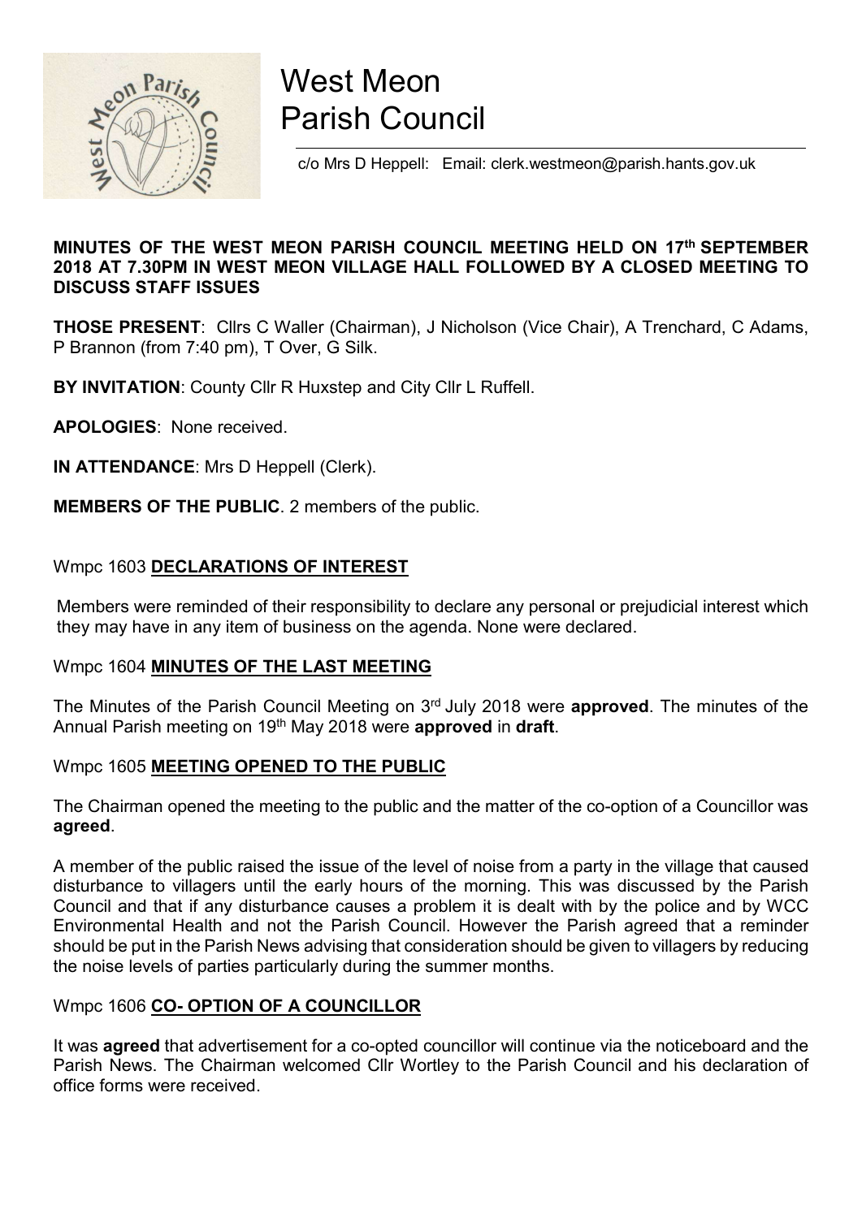# West Meon Parish Council

c/o Mrs D Heppell: Email: clerk.westmeon@parish.hants.gov.uk

**MINUTES OF THE WEST MEON PARISH COUNCIL MEETING HELD ON 17th SEPTEMBER 2018 AT 7.30PM IN WEST MEON VILLAGE HALL FOLLOWED BY A CLOSED MEETING TO DISCUSS STAFF ISSUES**

**THOSE PRESENT**: Cllrs C Waller (Chairman), J Nicholson (Vice Chair), A Trenchard, C Adams, P Brannon (from 7:40 pm), T Over, G Silk.

**BY INVITATION**: County Cllr R Huxstep and City Cllr L Ruffell.

**APOLOGIES**: None received.

**IN ATTENDANCE**: Mrs D Heppell (Clerk).

**MEMBERS OF THE PUBLIC**. 2 members of the public.

## Wmpc 1603 DECLARATIONS OF INTEREST

Members were reminded of their responsibility to declare any personal or prejudicial interest which they may have in any item of business on the agenda. None were declared.

## Wmpc 1604 MINUTES OF THE LAST MEETING

The Minutes of the Parish Council Meeting on 3rd July 2018 were **approved**. The minutes of the Annual Parish meeting on 19th May 2018 were **approved** in **draft**.

## Wmpc 1605 MEETING OPENED TO THE PUBLIC

The Chairman opened the meeting to the public and the matter of the co-option of a Councillor was **agreed**.

A member of the public raised the issue of the level of noise from a party in the village that caused disturbance to villagers until the early hours of the morning. This was discussed by the Parish Council and that if any disturbance causes a problem it is dealt with by the police and by WCC Environmental Health and not the Parish Council. However the Parish agreed that a reminder should be put in the Parish News advising that consideration should be given to villagers by reducing the noise levels of parties particularly during the summer months.

## Wmpc 1606 CO- OPTION OF A COUNCILLOR

It was **agreed** that advertisement for a co-opted councillor will continue via the noticeboard and the Parish News. The Chairman welcomed Cllr Wortley to the Parish Council and his declaration of office forms were received.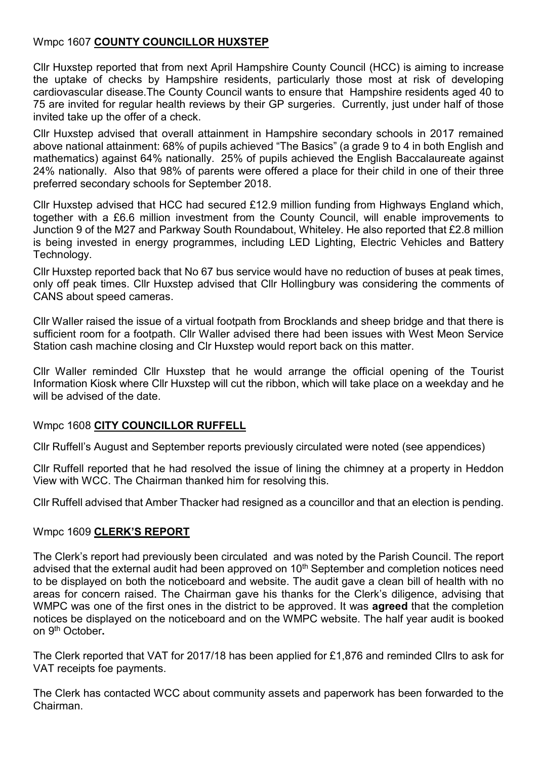## Wmpc 1607 **COUNTY COUNCILLOR HUXSTEP**

Cllr Huxstep reported that from next April Hampshire County Council (HCC) is aiming to increase the uptake of checks by Hampshire residents, particularly those most at risk of developing cardiovascular disease.The County Council wants to ensure that Hampshire residents aged 40 to 75 are invited for regular health reviews by their GP surgeries. Currently, just under half of those invited take up the offer of a check.

Cllr Huxstep advised that overall attainment in Hampshire secondary schools in 2017 remained above national attainment: 68% of pupils achieved "The Basics" (a grade 9 to 4 in both English and mathematics) against 64% nationally. 25% of pupils achieved the English Baccalaureate against 24% nationally. Also that 98% of parents were offered a place for their child in one of their three preferred secondary schools for September 2018.

Cllr Huxstep advised that HCC had secured £12.9 million funding from Highways England which, together with a £6.6 million investment from the County Council, will enable improvements to Junction 9 of the M27 and Parkway South Roundabout, Whiteley. He also reported that £2.8 million is being invested in energy programmes, including LED Lighting, Electric Vehicles and Battery Technology.

Cllr Huxstep reported back that No 67 bus service would have no reduction of buses at peak times, only off peak times. Cllr Huxstep advised that Cllr Hollingbury was considering the comments of CANS about speed cameras.

Cllr Waller raised the issue of a virtual footpath from Brocklands and sheep bridge and that there is sufficient room for a footpath. Cllr Waller advised there had been issues with West Meon Service Station cash machine closing and Clr Huxstep would report back on this matter.

Cllr Waller reminded Cllr Huxstep that he would arrange the official opening of the Tourist Information Kiosk where Cllr Huxstep will cut the ribbon, which will take place on a weekday and he will be advised of the date.

## Wmpc 1608 **CITY COUNCILLOR RUFFELL**

Cllr Ruffell's August and September reports previously circulated were noted (see appendices)

Cllr Ruffell reported that he had resolved the issue of lining the chimney at a property in Heddon View with WCC. The Chairman thanked him for resolving this.

Cllr Ruffell advised that Amber Thacker had resigned as a councillor and that an election is pending.

## Wmpc 1609 **CLERK'S REPORT**

The Clerk's report had previously been circulated and was noted by the Parish Council. The report advised that the external audit had been approved on 10th September and completion notices need to be displayed on both the noticeboard and website. The audit gave a clean bill of health with no areas for concern raised. The Chairman gave his thanks for the Clerk's diligence, advising that WMPC was one of the first ones in the district to be approved. It was **agreed** that the completion notices be displayed on the noticeboard and on the WMPC website. The half year audit is booked on 9th October**.**

The Clerk reported that VAT for 2017/18 has been applied for £1,876 and reminded Cllrs to ask for VAT receipts foe payments.

The Clerk has contacted WCC about community assets and paperwork has been forwarded to the Chairman.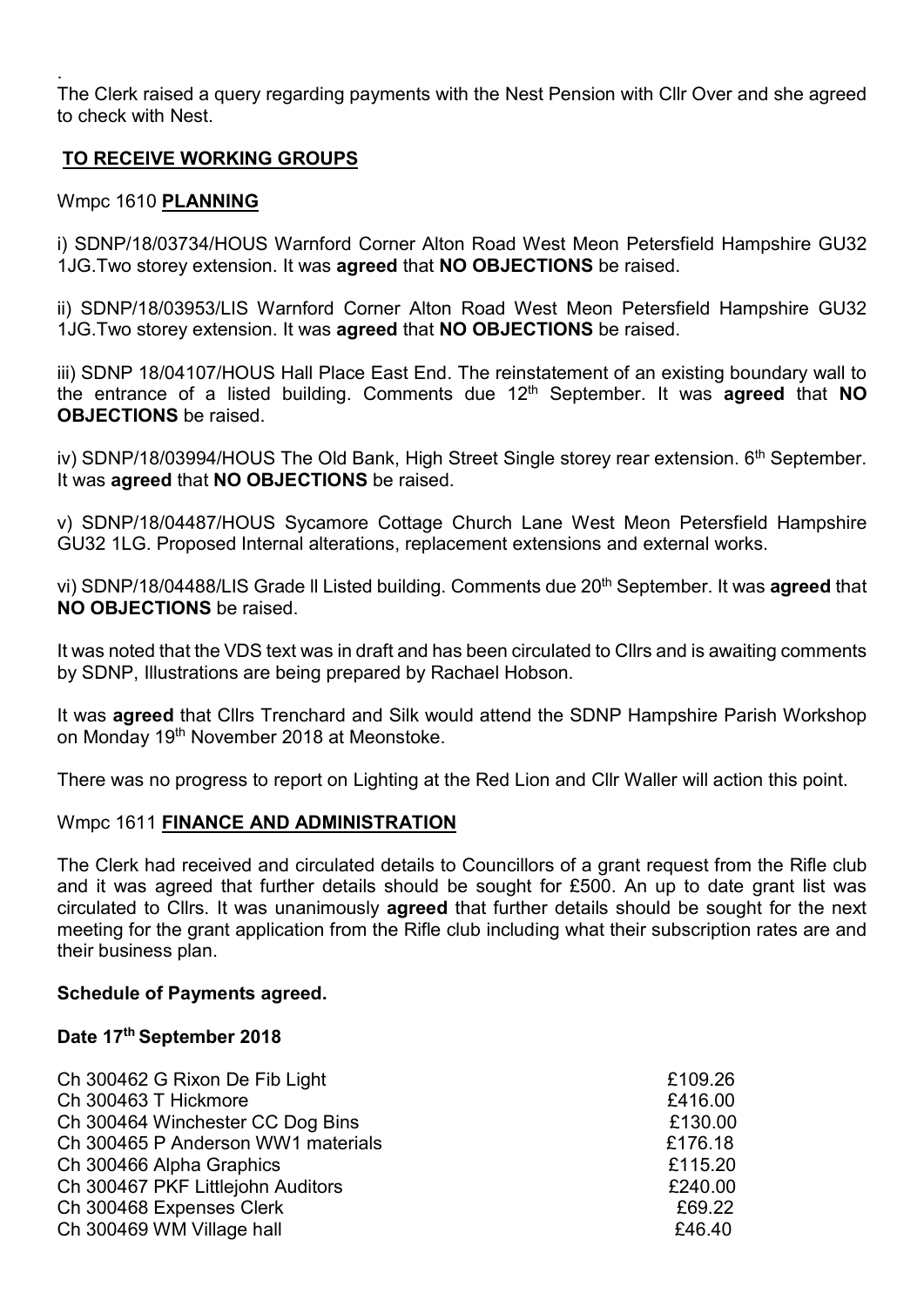.
The Clerk raised a query regarding payments with the Nest Pension with Cllr Over and she agreed to check with Nest.

## TO RECEIVE WORKING GROUPS

### Wmpc 1610 PLANNING

i) SDNP/18/03734/HOUS Warnford Corner Alton Road West Meon Petersfield Hampshire GU32 1JG.Two storey extension. It was **agreed** that **NO OBJECTIONS** be raised.

ii) SDNP/18/03953/LIS Warnford Corner Alton Road West Meon Petersfield Hampshire GU32 1JG.Two storey extension. It was **agreed** that **NO OBJECTIONS** be raised.

iii) SDNP 18/04107/HOUS Hall Place East End. The reinstatement of an existing boundary wall to the entrance of a listed building. Comments due 12th September. It was **agreed** that **NO OBJECTIONS** be raised.

iv) SDNP/18/03994/HOUS The Old Bank, High Street Single storey rear extension. 6th September. It was **agreed** that **NO OBJECTIONS** be raised.

v) SDNP/18/04487/HOUS Sycamore Cottage Church Lane West Meon Petersfield Hampshire GU32 1LG. Proposed Internal alterations, replacement extensions and external works.

vi) SDNP/18/04488/LIS Grade ll Listed building. Comments due 20th September. It was **agreed** that **NO OBJECTIONS** be raised.

It was noted that the VDS text was in draft and has been circulated to Cllrs and is awaiting comments by SDNP, Illustrations are being prepared by Rachael Hobson.

It was **agreed** that Cllrs Trenchard and Silk would attend the SDNP Hampshire Parish Workshop on Monday 19th November 2018 at Meonstoke.

There was no progress to report on Lighting at the Red Lion and Cllr Waller will action this point.

### Wmpc 1611 FINANCE AND ADMINISTRATION

The Clerk had received and circulated details to Councillors of a grant request from the Rifle club and it was agreed that further details should be sought for £500. An up to date grant list was circulated to Cllrs. It was unanimously **agreed** that further details should be sought for the next meeting for the grant application from the Rifle club including what their subscription rates are and their business plan.

**Schedule of Payments agreed.**

**Date 17th September 2018**

| | |
|---|---|
| Ch 300462 G Rixon De Fib Light | £109.26 |
| Ch 300463 T Hickmore | £416.00 |
| Ch 300464 Winchester CC Dog Bins | £130.00 |
| Ch 300465 P Anderson WW1 materials | £176.18 |
| Ch 300466 Alpha Graphics | £115.20 |
| Ch 300467 PKF Littlejohn Auditors | £240.00 |
| Ch 300468 Expenses Clerk | £69.22 |
| Ch 300469 WM Village hall | £46.40 |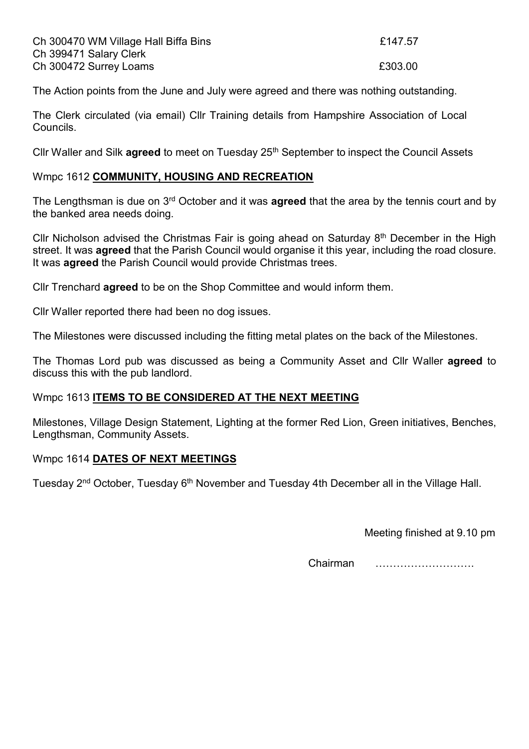| | |
|---|---|
| Ch 300470 WM Village Hall Biffa Bins | £147.57 |
| Ch 399471 Salary Clerk | |
| Ch 300472 Surrey Loams | £303.00 |

The Action points from the June and July were agreed and there was nothing outstanding.

The Clerk circulated (via email) Cllr Training details from Hampshire Association of Local Councils.

Cllr Waller and Silk **agreed** to meet on Tuesday 25th September to inspect the Council Assets

Wmpc 1612 **COMMUNITY, HOUSING AND RECREATION**

The Lengthsman is due on 3rd October and it was **agreed** that the area by the tennis court and by the banked area needs doing.

Cllr Nicholson advised the Christmas Fair is going ahead on Saturday 8th December in the High street. It was **agreed** that the Parish Council would organise it this year, including the road closure. It was **agreed** the Parish Council would provide Christmas trees.

Cllr Trenchard **agreed** to be on the Shop Committee and would inform them.

Cllr Waller reported there had been no dog issues.

The Milestones were discussed including the fitting metal plates on the back of the Milestones.

The Thomas Lord pub was discussed as being a Community Asset and Cllr Waller **agreed** to discuss this with the pub landlord.

Wmpc 1613 **ITEMS TO BE CONSIDERED AT THE NEXT MEETING**

Milestones, Village Design Statement, Lighting at the former Red Lion, Green initiatives, Benches, Lengthsman, Community Assets.

Wmpc 1614 **DATES OF NEXT MEETINGS**

Tuesday 2nd October, Tuesday 6th November and Tuesday 4th December all in the Village Hall.

Meeting finished at 9.10 pm

Chairman ……………………….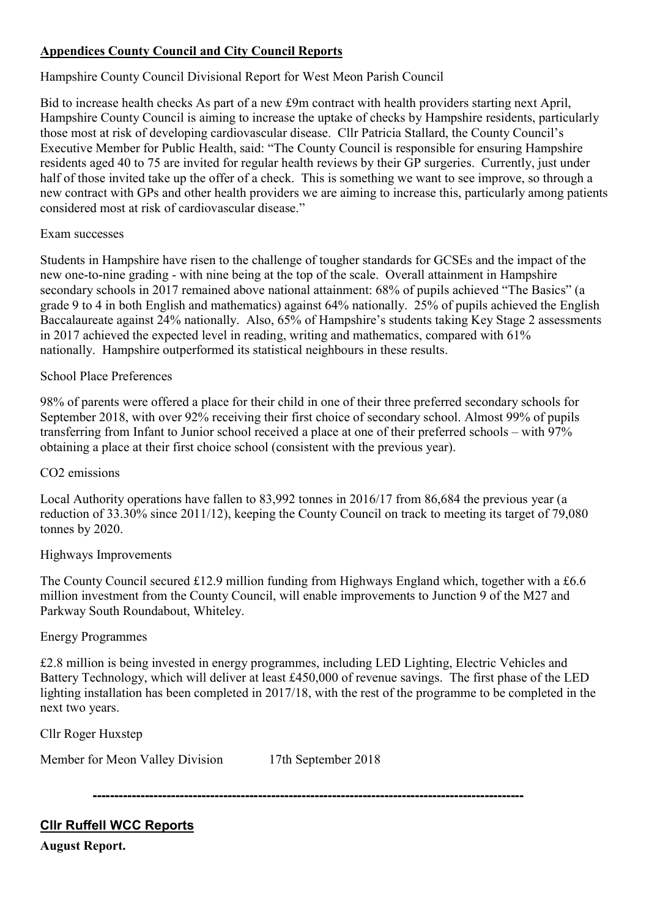**Appendices County Council and City Council Reports**

Hampshire County Council Divisional Report for West Meon Parish Council

Bid to increase health checks As part of a new £9m contract with health providers starting next April, Hampshire County Council is aiming to increase the uptake of checks by Hampshire residents, particularly those most at risk of developing cardiovascular disease. Cllr Patricia Stallard, the County Council's Executive Member for Public Health, said: "The County Council is responsible for ensuring Hampshire residents aged 40 to 75 are invited for regular health reviews by their GP surgeries. Currently, just under half of those invited take up the offer of a check. This is something we want to see improve, so through a new contract with GPs and other health providers we are aiming to increase this, particularly among patients considered most at risk of cardiovascular disease."

Exam successes

Students in Hampshire have risen to the challenge of tougher standards for GCSEs and the impact of the new one-to-nine grading - with nine being at the top of the scale. Overall attainment in Hampshire secondary schools in 2017 remained above national attainment: 68% of pupils achieved "The Basics" (a grade 9 to 4 in both English and mathematics) against 64% nationally. 25% of pupils achieved the English Baccalaureate against 24% nationally. Also, 65% of Hampshire's students taking Key Stage 2 assessments in 2017 achieved the expected level in reading, writing and mathematics, compared with 61% nationally. Hampshire outperformed its statistical neighbours in these results.

School Place Preferences

98% of parents were offered a place for their child in one of their three preferred secondary schools for September 2018, with over 92% receiving their first choice of secondary school. Almost 99% of pupils transferring from Infant to Junior school received a place at one of their preferred schools – with 97% obtaining a place at their first choice school (consistent with the previous year).

$CO_2$ emissions

Local Authority operations have fallen to 83,992 tonnes in 2016/17 from 86,684 the previous year (a reduction of 33.30% since 2011/12), keeping the County Council on track to meeting its target of 79,080 tonnes by 2020.

Highways Improvements

The County Council secured £12.9 million funding from Highways England which, together with a £6.6 million investment from the County Council, will enable improvements to Junction 9 of the M27 and Parkway South Roundabout, Whiteley.

Energy Programmes

£2.8 million is being invested in energy programmes, including LED Lighting, Electric Vehicles and Battery Technology, which will deliver at least £450,000 of revenue savings. The first phase of the LED lighting installation has been completed in 2017/18, with the rest of the programme to be completed in the next two years.

Cllr Roger Huxstep

Member for Meon Valley Division 17th September 2018

---

**Cllr Ruffell WCC Reports**

**August Report.**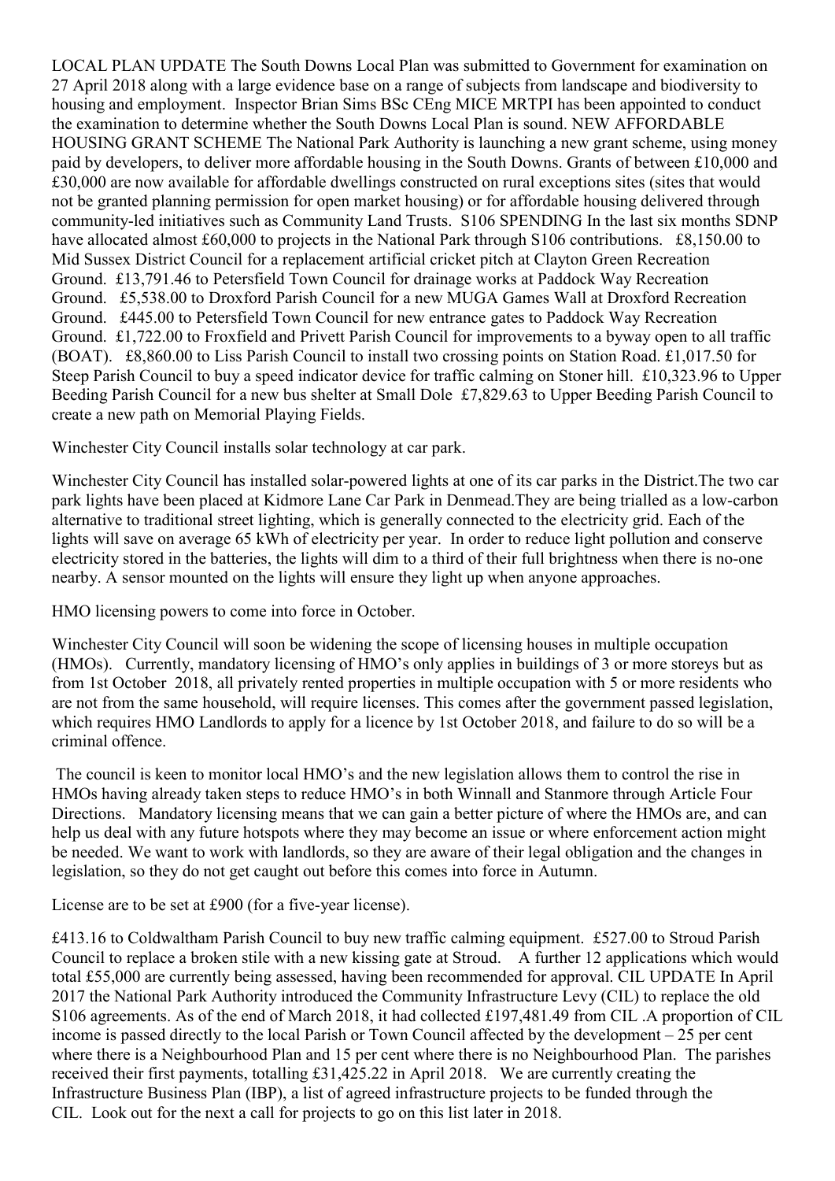LOCAL PLAN UPDATE The South Downs Local Plan was submitted to Government for examination on 27 April 2018 along with a large evidence base on a range of subjects from landscape and biodiversity to housing and employment. Inspector Brian Sims BSc CEng MICE MRTPI has been appointed to conduct the examination to determine whether the South Downs Local Plan is sound. NEW AFFORDABLE HOUSING GRANT SCHEME The National Park Authority is launching a new grant scheme, using money paid by developers, to deliver more affordable housing in the South Downs. Grants of between £10,000 and £30,000 are now available for affordable dwellings constructed on rural exceptions sites (sites that would not be granted planning permission for open market housing) or for affordable housing delivered through community-led initiatives such as Community Land Trusts. S106 SPENDING In the last six months SDNP have allocated almost £60,000 to projects in the National Park through S106 contributions. £8,150.00 to Mid Sussex District Council for a replacement artificial cricket pitch at Clayton Green Recreation Ground. £13,791.46 to Petersfield Town Council for drainage works at Paddock Way Recreation Ground. £5,538.00 to Droxford Parish Council for a new MUGA Games Wall at Droxford Recreation Ground. £445.00 to Petersfield Town Council for new entrance gates to Paddock Way Recreation Ground. £1,722.00 to Froxfield and Privett Parish Council for improvements to a byway open to all traffic (BOAT). £8,860.00 to Liss Parish Council to install two crossing points on Station Road. £1,017.50 for Steep Parish Council to buy a speed indicator device for traffic calming on Stoner hill. £10,323.96 to Upper Beeding Parish Council for a new bus shelter at Small Dole £7,829.63 to Upper Beeding Parish Council to create a new path on Memorial Playing Fields.

Winchester City Council installs solar technology at car park.

Winchester City Council has installed solar-powered lights at one of its car parks in the District.The two car park lights have been placed at Kidmore Lane Car Park in Denmead.They are being trialled as a low-carbon alternative to traditional street lighting, which is generally connected to the electricity grid. Each of the lights will save on average 65 kWh of electricity per year. In order to reduce light pollution and conserve electricity stored in the batteries, the lights will dim to a third of their full brightness when there is no-one nearby. A sensor mounted on the lights will ensure they light up when anyone approaches.

HMO licensing powers to come into force in October.

Winchester City Council will soon be widening the scope of licensing houses in multiple occupation (HMOs). Currently, mandatory licensing of HMO's only applies in buildings of 3 or more storeys but as from 1st October 2018, all privately rented properties in multiple occupation with 5 or more residents who are not from the same household, will require licenses. This comes after the government passed legislation, which requires HMO Landlords to apply for a licence by 1st October 2018, and failure to do so will be a criminal offence.

The council is keen to monitor local HMO's and the new legislation allows them to control the rise in HMOs having already taken steps to reduce HMO's in both Winnall and Stanmore through Article Four Directions. Mandatory licensing means that we can gain a better picture of where the HMOs are, and can help us deal with any future hotspots where they may become an issue or where enforcement action might be needed. We want to work with landlords, so they are aware of their legal obligation and the changes in legislation, so they do not get caught out before this comes into force in Autumn.

License are to be set at £900 (for a five-year license).

£413.16 to Coldwaltham Parish Council to buy new traffic calming equipment. £527.00 to Stroud Parish Council to replace a broken stile with a new kissing gate at Stroud. A further 12 applications which would total £55,000 are currently being assessed, having been recommended for approval. CIL UPDATE In April 2017 the National Park Authority introduced the Community Infrastructure Levy (CIL) to replace the old S106 agreements. As of the end of March 2018, it had collected £197,481.49 from CIL .A proportion of CIL income is passed directly to the local Parish or Town Council affected by the development – 25 per cent where there is a Neighbourhood Plan and 15 per cent where there is no Neighbourhood Plan. The parishes received their first payments, totalling £31,425.22 in April 2018. We are currently creating the Infrastructure Business Plan (IBP), a list of agreed infrastructure projects to be funded through the CIL. Look out for the next call for projects to go on this list later in 2018.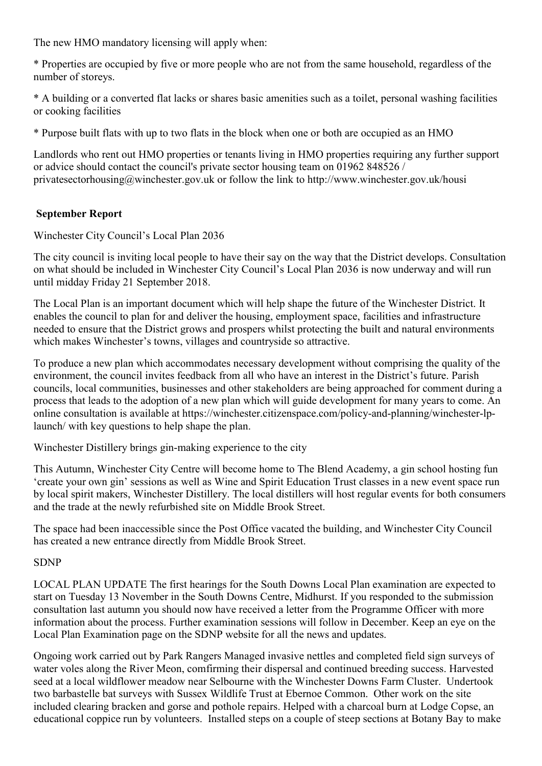The new HMO mandatory licensing will apply when:

* Properties are occupied by five or more people who are not from the same household, regardless of the number of storeys.

* A building or a converted flat lacks or shares basic amenities such as a toilet, personal washing facilities or cooking facilities

* Purpose built flats with up to two flats in the block when one or both are occupied as an HMO

Landlords who rent out HMO properties or tenants living in HMO properties requiring any further support or advice should contact the council's private sector housing team on 01962 848526 / privatesectorhousing@winchester.gov.uk or follow the link to http://www.winchester.gov.uk/housi

**September Report**

Winchester City Council's Local Plan 2036

The city council is inviting local people to have their say on the way that the District develops. Consultation on what should be included in Winchester City Council's Local Plan 2036 is now underway and will run until midday Friday 21 September 2018.

The Local Plan is an important document which will help shape the future of the Winchester District. It enables the council to plan for and deliver the housing, employment space, facilities and infrastructure needed to ensure that the District grows and prospers whilst protecting the built and natural environments which makes Winchester's towns, villages and countryside so attractive.

To produce a new plan which accommodates necessary development without comprising the quality of the environment, the council invites feedback from all who have an interest in the District's future. Parish councils, local communities, businesses and other stakeholders are being approached for comment during a process that leads to the adoption of a new plan which will guide development for many years to come. An online consultation is available at https://winchester.citizenspace.com/policy-and-planning/winchester-lp-launch/ with key questions to help shape the plan.

Winchester Distillery brings gin-making experience to the city

This Autumn, Winchester City Centre will become home to The Blend Academy, a gin school hosting fun 'create your own gin' sessions as well as Wine and Spirit Education Trust classes in a new event space run by local spirit makers, Winchester Distillery. The local distillers will host regular events for both consumers and the trade at the newly refurbished site on Middle Brook Street.

The space had been inaccessible since the Post Office vacated the building, and Winchester City Council has created a new entrance directly from Middle Brook Street.

SDNP

LOCAL PLAN UPDATE The first hearings for the South Downs Local Plan examination are expected to start on Tuesday 13 November in the South Downs Centre, Midhurst. If you responded to the submission consultation last autumn you should now have received a letter from the Programme Officer with more information about the process. Further examination sessions will follow in December. Keep an eye on the Local Plan Examination page on the SDNP website for all the news and updates.

Ongoing work carried out by Park Rangers Managed invasive nettles and completed field sign surveys of water voles along the River Meon, comfirming their dispersal and continued breeding success. Harvested seed at a local wildflower meadow near Selbourne with the Winchester Downs Farm Cluster. Undertook two barbastelle bat surveys with Sussex Wildlife Trust at Ebernoe Common. Other work on the site included clearing bracken and gorse and pothole repairs. Helped with a charcoal burn at Lodge Copse, an educational coppice run by volunteers. Installed steps on a couple of steep sections at Botany Bay to make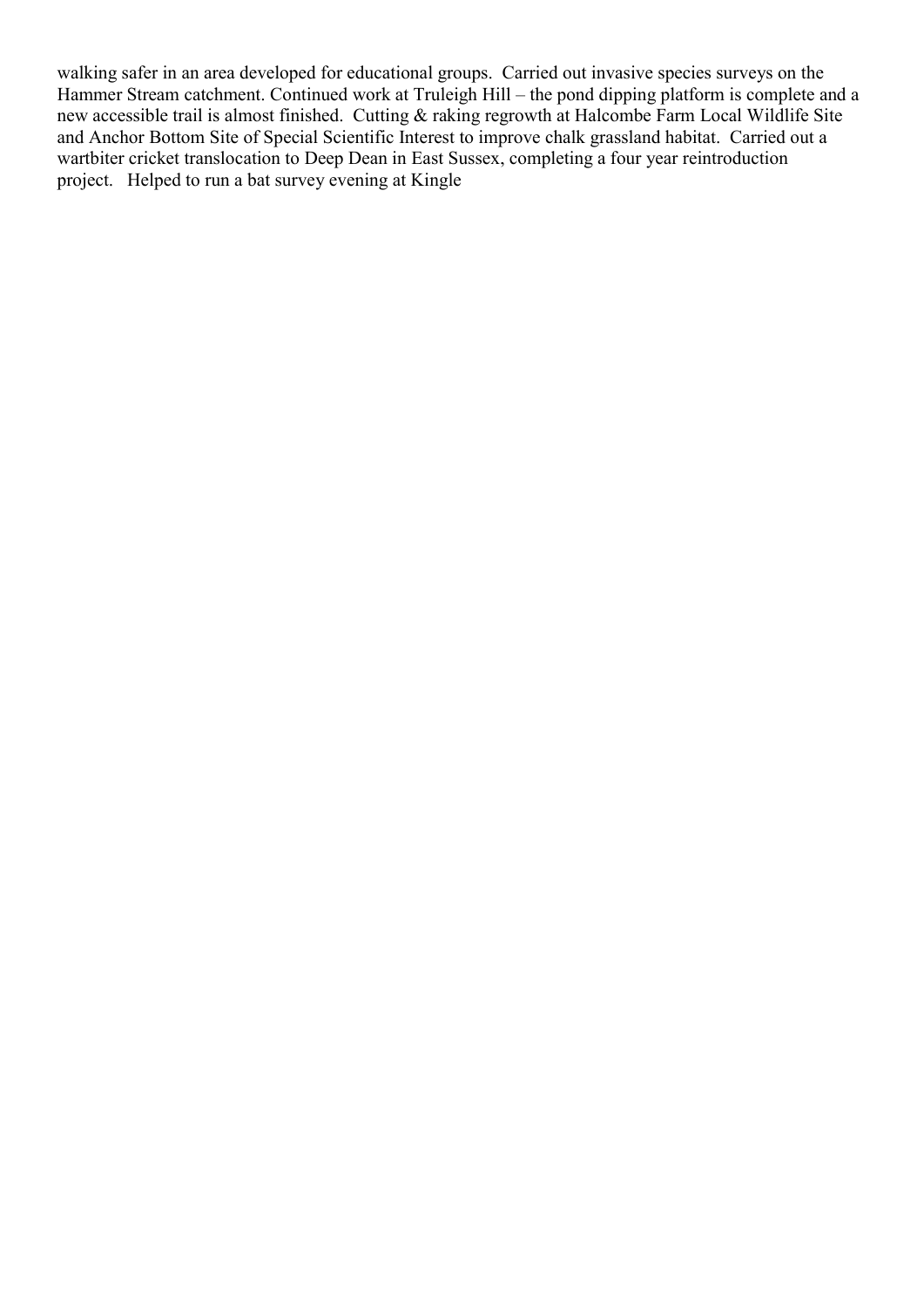walking safer in an area developed for educational groups. Carried out invasive species surveys on the Hammer Stream catchment. Continued work at Truleigh Hill – the pond dipping platform is complete and a new accessible trail is almost finished. Cutting & raking regrowth at Halcombe Farm Local Wildlife Site and Anchor Bottom Site of Special Scientific Interest to improve chalk grassland habitat. Carried out a wartbiter cricket translocation to Deep Dean in East Sussex, completing a four year reintroduction project. Helped to run a bat survey evening at Kingle